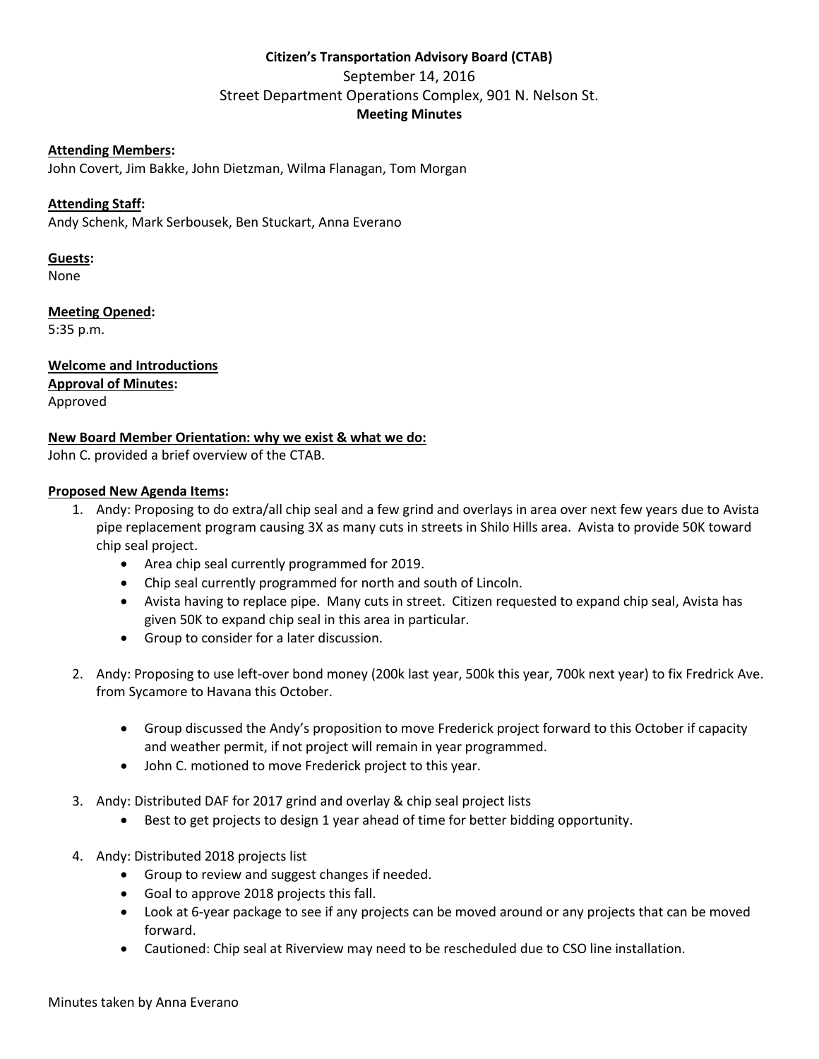**Citizen's Transportation Advisory Board (CTAB)**

September 14, 2016

Street Department Operations Complex, 901 N. Nelson St.

**Meeting Minutes**

**Attending Members:**
John Covert, Jim Bakke, John Dietzman, Wilma Flanagan, Tom Morgan

**Attending Staff:**
Andy Schenk, Mark Serbousek, Ben Stuckart, Anna Everano

**Guests:**
None

**Meeting Opened:**
5:35 p.m.

**Welcome and Introductions**

**Approval of Minutes:**
Approved

**New Board Member Orientation: why we exist & what we do:**
John C. provided a brief overview of the CTAB.

**Proposed New Agenda Items:**

1. Andy: Proposing to do extra/all chip seal and a few grind and overlays in area over next few years due to Avista pipe replacement program causing 3X as many cuts in streets in Shilo Hills area. Avista to provide 50K toward chip seal project.
    - Area chip seal currently programmed for 2019.
    - Chip seal currently programmed for north and south of Lincoln.
    - Avista having to replace pipe. Many cuts in street. Citizen requested to expand chip seal, Avista has given 50K to expand chip seal in this area in particular.
    - Group to consider for a later discussion.

2. Andy: Proposing to use left-over bond money (200k last year, 500k this year, 700k next year) to fix Fredrick Ave. from Sycamore to Havana this October.
    - Group discussed the Andy's proposition to move Frederick project forward to this October if capacity and weather permit, if not project will remain in year programmed.
    - John C. motioned to move Frederick project to this year.

3. Andy: Distributed DAF for 2017 grind and overlay & chip seal project lists
    - Best to get projects to design 1 year ahead of time for better bidding opportunity.

4. Andy: Distributed 2018 projects list
    - Group to review and suggest changes if needed.
    - Goal to approve 2018 projects this fall.
    - Look at 6-year package to see if any projects can be moved around or any projects that can be moved forward.
    - Cautioned: Chip seal at Riverview may need to be rescheduled due to CSO line installation.

Minutes taken by Anna Everano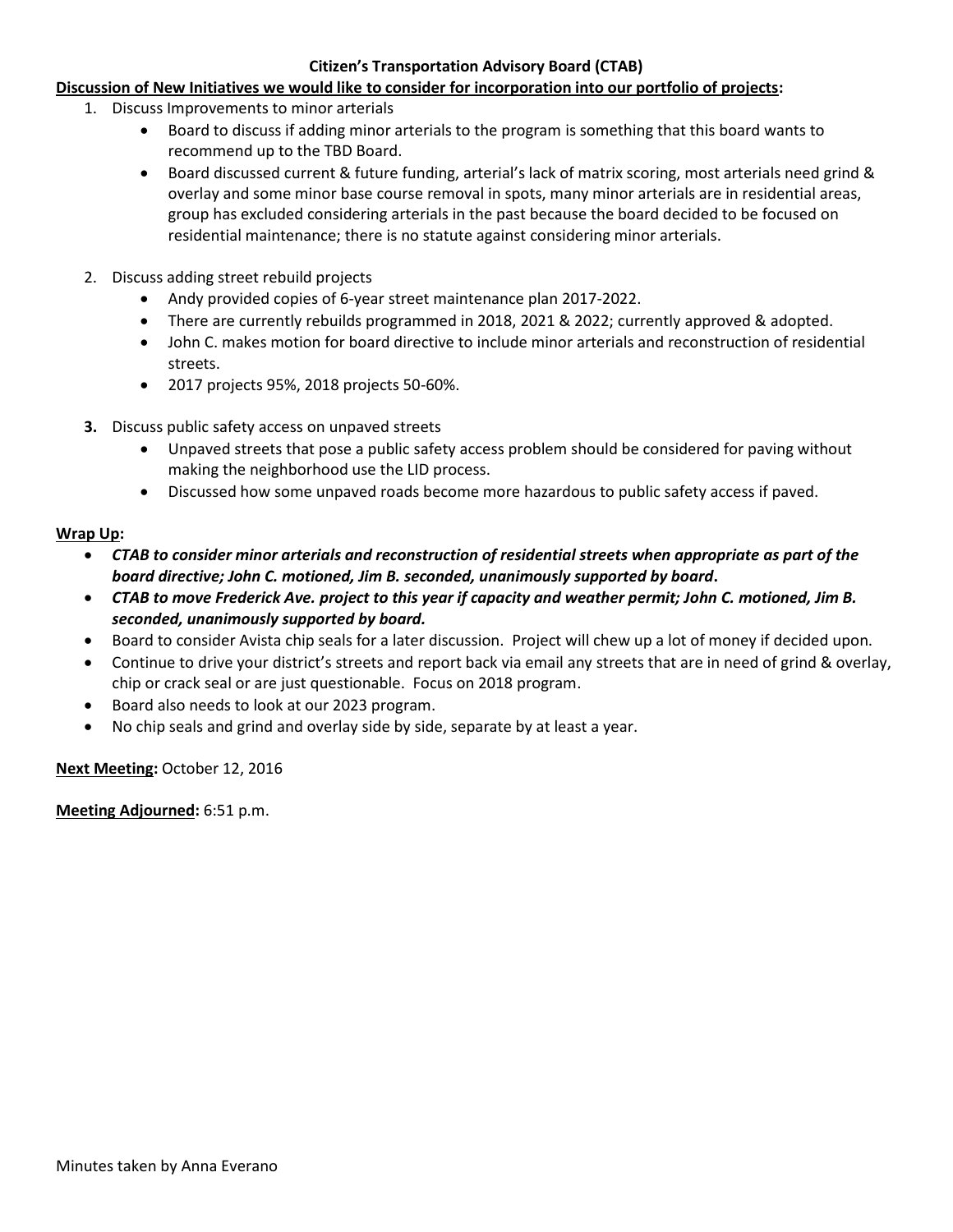**Citizen's Transportation Advisory Board (CTAB)**

**Discussion of New Initiatives we would like to consider for incorporation into our portfolio of projects:**

1. Discuss Improvements to minor arterials
   - Board to discuss if adding minor arterials to the program is something that this board wants to recommend up to the TBD Board.
   - Board discussed current & future funding, arterial's lack of matrix scoring, most arterials need grind & overlay and some minor base course removal in spots, many minor arterials are in residential areas, group has excluded considering arterials in the past because the board decided to be focused on residential maintenance; there is no statute against considering minor arterials.

2. Discuss adding street rebuild projects
   - Andy provided copies of 6-year street maintenance plan 2017-2022.
   - There are currently rebuilds programmed in 2018, 2021 & 2022; currently approved & adopted.
   - John C. makes motion for board directive to include minor arterials and reconstruction of residential streets.
   - 2017 projects 95%, 2018 projects 50-60%.

3. Discuss public safety access on unpaved streets
   - Unpaved streets that pose a public safety access problem should be considered for paving without making the neighborhood use the LID process.
   - Discussed how some unpaved roads become more hazardous to public safety access if paved.

**Wrap Up:**

- ***CTAB to consider minor arterials and reconstruction of residential streets when appropriate as part of the board directive; John C. motioned, Jim B. seconded, unanimously supported by board.***
- ***CTAB to move Frederick Ave. project to this year if capacity and weather permit; John C. motioned, Jim B. seconded, unanimously supported by board.***
- Board to consider Avista chip seals for a later discussion. Project will chew up a lot of money if decided upon.
- Continue to drive your district's streets and report back via email any streets that are in need of grind & overlay, chip or crack seal or are just questionable. Focus on 2018 program.
- Board also needs to look at our 2023 program.
- No chip seals and grind and overlay side by side, separate by at least a year.

**Next Meeting:** October 12, 2016

**Meeting Adjourned:** 6:51 p.m.

Minutes taken by Anna Everano